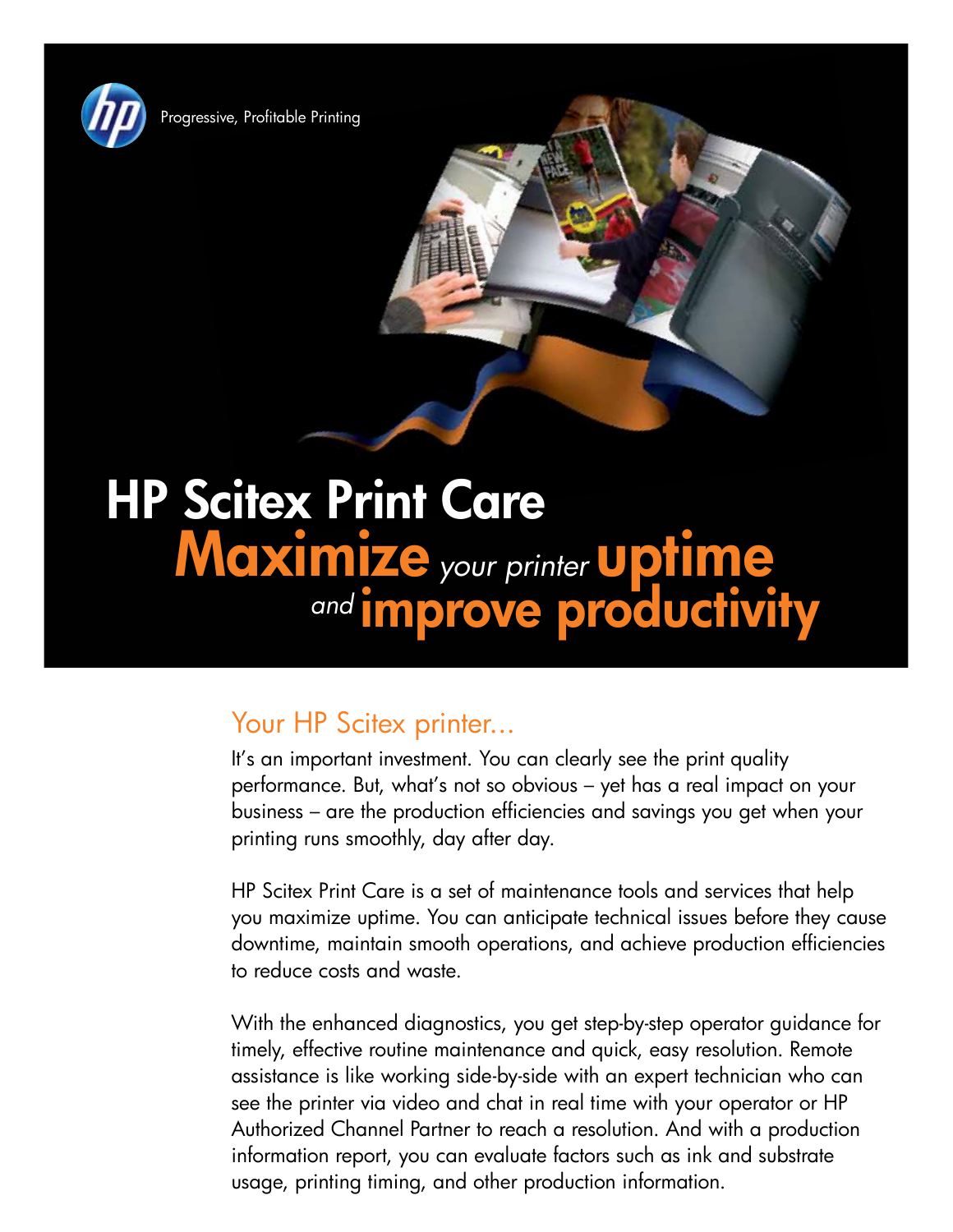Progressive, Profitable Printing

# HP Scitex Print Care

## Maximize *your printer* uptime *and* improve productivity

## Your HP Scitex printer...

It's an important investment. You can clearly see the print quality performance. But, what's not so obvious – yet has a real impact on your business – are the production efficiencies and savings you get when your printing runs smoothly, day after day.

HP Scitex Print Care is a set of maintenance tools and services that help you maximize uptime. You can anticipate technical issues before they cause downtime, maintain smooth operations, and achieve production efficiencies to reduce costs and waste.

With the enhanced diagnostics, you get step-by-step operator guidance for timely, effective routine maintenance and quick, easy resolution. Remote assistance is like working side-by-side with an expert technician who can see the printer via video and chat in real time with your operator or HP Authorized Channel Partner to reach a resolution. And with a production information report, you can evaluate factors such as ink and substrate usage, printing timing, and other production information.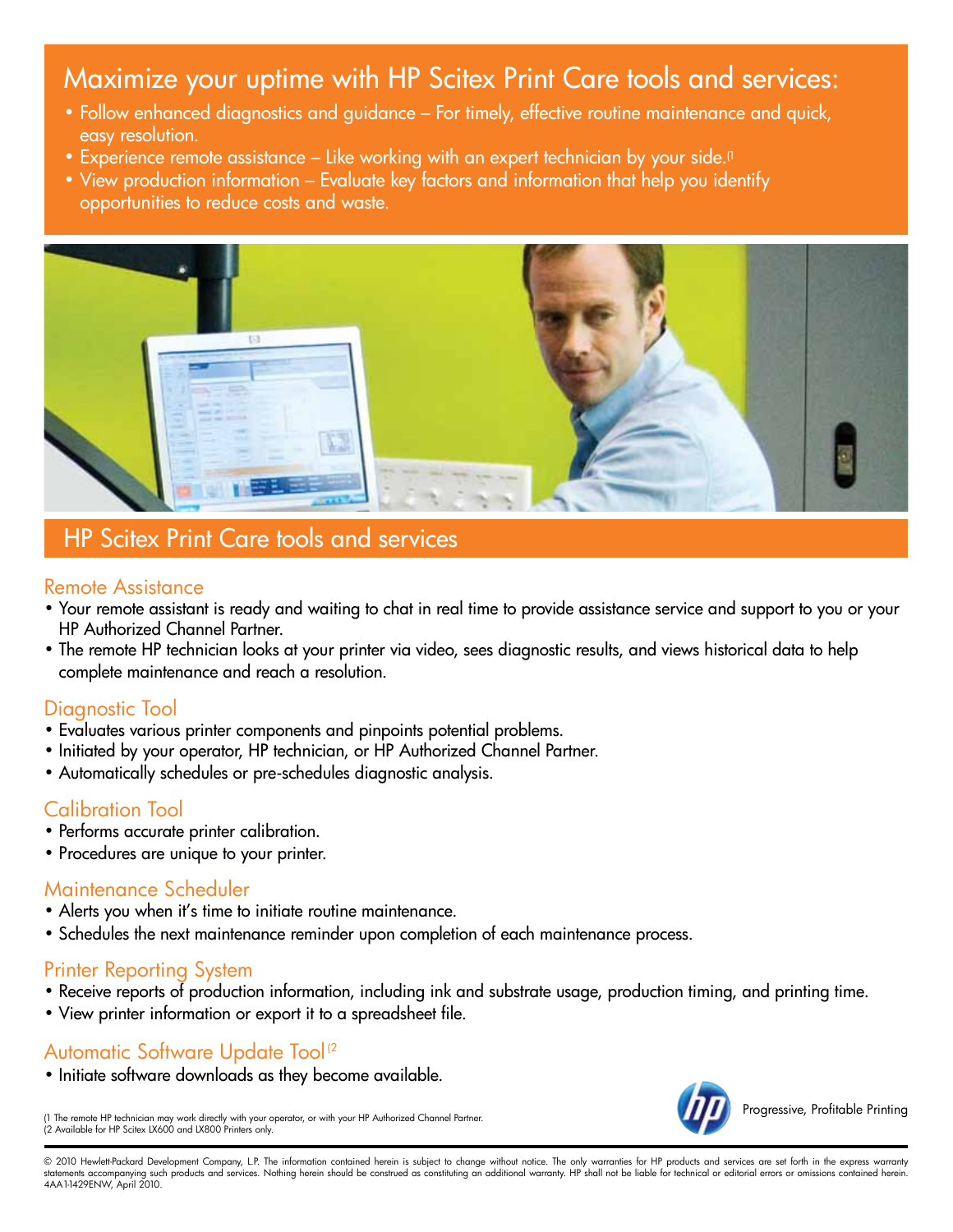## Maximize your uptime with HP Scitex Print Care tools and services:

- Follow enhanced diagnostics and guidance – For timely, effective routine maintenance and quick, easy resolution.
- Experience remote assistance – Like working with an expert technician by your side.[1]
- View production information – Evaluate key factors and information that help you identify opportunities to reduce costs and waste.

## HP Scitex Print Care tools and services

### Remote Assistance

- Your remote assistant is ready and waiting to chat in real time to provide assistance service and support to you or your HP Authorized Channel Partner.
- The remote HP technician looks at your printer via video, sees diagnostic results, and views historical data to help complete maintenance and reach a resolution.

### Diagnostic Tool

- Evaluates various printer components and pinpoints potential problems.
- Initiated by your operator, HP technician, or HP Authorized Channel Partner.
- Automatically schedules or pre-schedules diagnostic analysis.

### Calibration Tool

- Performs accurate printer calibration.
- Procedures are unique to your printer.

### Maintenance Scheduler

- Alerts you when it's time to initiate routine maintenance.
- Schedules the next maintenance reminder upon completion of each maintenance process.

### Printer Reporting System

- Receive reports of production information, including ink and substrate usage, production timing, and printing time.
- View printer information or export it to a spreadsheet file.

### Automatic Software Update Tool[2]

- Initiate software downloads as they become available.

(1 The remote HP technician may work directly with your operator, or with your HP Authorized Channel Partner.
(2 Available for HP Scitex LX600 and LX800 Printers only.

Progressive, Profitable Printing

© 2010 Hewlett-Packard Development Company, L.P. The information contained herein is subject to change without notice. The only warranties for HP products and services are set forth in the express warranty statements accompanying such products and services. Nothing herein should be construed as constituting an additional warranty. HP shall not be liable for technical or editorial errors or omissions contained herein.
4AA1-1429ENW, April 2010.